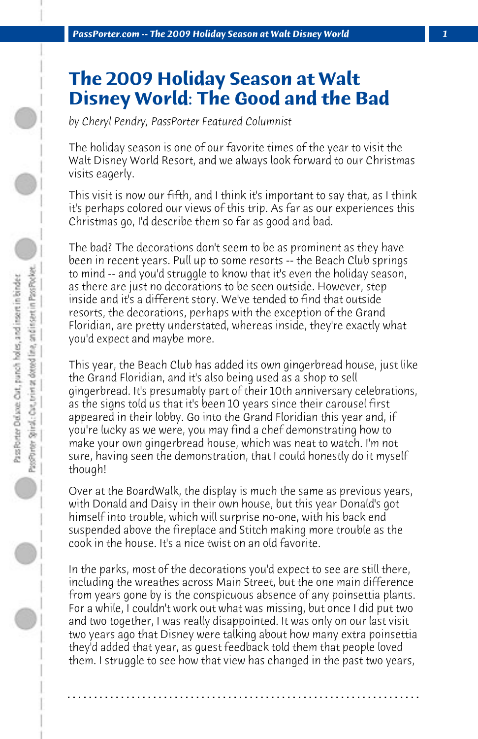# The 2009 Holiday Season at Walt Disney World: The Good and the Bad

*by Cheryl Pendry, PassPorter Featured Columnist*

The holiday season is one of our favorite times of the year to visit the Walt Disney World Resort, and we always look forward to our Christmas visits eagerly.

This visit is now our fifth, and I think it's important to say that, as I think it's perhaps colored our views of this trip. As far as our experiences this Christmas go, I'd describe them so far as good and bad.

The bad? The decorations don't seem to be as prominent as they have been in recent years. Pull up to some resorts -- the Beach Club springs to mind -- and you'd struggle to know that it's even the holiday season, as there are just no decorations to be seen outside. However, step inside and it's a different story. We've tended to find that outside resorts, the decorations, perhaps with the exception of the Grand Floridian, are pretty understated, whereas inside, they're exactly what you'd expect and maybe more.

This year, the Beach Club has added its own gingerbread house, just like the Grand Floridian, and it's also being used as a shop to sell gingerbread. It's presumably part of their 10th anniversary celebrations, as the signs told us that it's been 10 years since their carousel first appeared in their lobby. Go into the Grand Floridian this year and, if you're lucky as we were, you may find a chef demonstrating how to make your own gingerbread house, which was neat to watch. I'm not sure, having seen the demonstration, that I could honestly do it myself though!

Over at the BoardWalk, the display is much the same as previous years, with Donald and Daisy in their own house, but this year Donald's got himself into trouble, which will surprise no-one, with his back end suspended above the fireplace and Stitch making more trouble as the cook in the house. It's a nice twist on an old favorite.

In the parks, most of the decorations you'd expect to see are still there, including the wreathes across Main Street, but the one main difference from years gone by is the conspicuous absence of any poinsettia plants. For a while, I couldn't work out what was missing, but once I did put two and two together, I was really disappointed. It was only on our last visit two years ago that Disney were talking about how many extra poinsettia they'd added that year, as guest feedback told them that people loved them. I struggle to see how that view has changed in the past two years,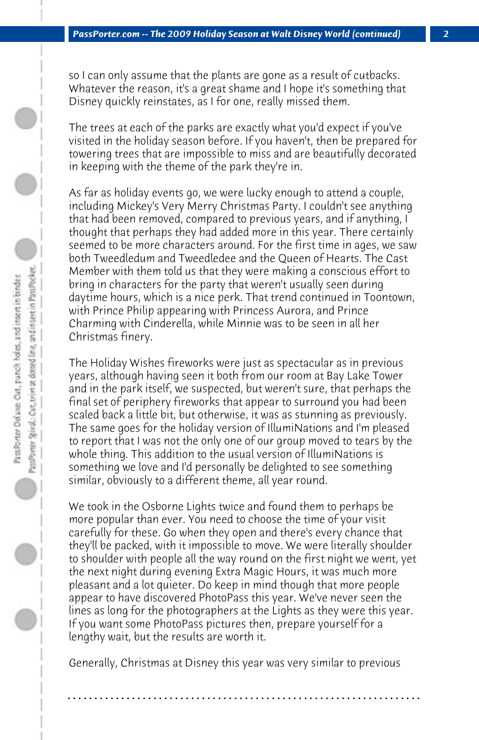so I can only assume that the plants are gone as a result of cutbacks. Whatever the reason, it's a great shame and I hope it's something that Disney quickly reinstates, as I for one, really missed them.

The trees at each of the parks are exactly what you'd expect if you've visited in the holiday season before. If you haven't, then be prepared for towering trees that are impossible to miss and are beautifully decorated in keeping with the theme of the park they're in.

As far as holiday events go, we were lucky enough to attend a couple, including Mickey's Very Merry Christmas Party. I couldn't see anything that had been removed, compared to previous years, and if anything, I thought that perhaps they had added more in this year. There certainly seemed to be more characters around. For the first time in ages, we saw both Tweedledum and Tweedledee and the Queen of Hearts. The Cast Member with them told us that they were making a conscious effort to bring in characters for the party that weren't usually seen during daytime hours, which is a nice perk. That trend continued in Toontown, with Prince Philip appearing with Princess Aurora, and Prince Charming with Cinderella, while Minnie was to be seen in all her Christmas finery.

The Holiday Wishes fireworks were just as spectacular as in previous years, although having seen it both from our room at Bay Lake Tower and in the park itself, we suspected, but weren't sure, that perhaps the final set of periphery fireworks that appear to surround you had been scaled back a little bit, but otherwise, it was as stunning as previously. The same goes for the holiday version of IllumiNations and I'm pleased to report that I was not the only one of our group moved to tears by the whole thing. This addition to the usual version of IllumiNations is something we love and I'd personally be delighted to see something similar, obviously to a different theme, all year round.

We took in the Osborne Lights twice and found them to perhaps be more popular than ever. You need to choose the time of your visit carefully for these. Go when they open and there's every chance that they'll be packed, with it impossible to move. We were literally shoulder to shoulder with people all the way round on the first night we went, yet the next night during evening Extra Magic Hours, it was much more pleasant and a lot quieter. Do keep in mind though that more people appear to have discovered PhotoPass this year. We've never seen the lines as long for the photographers at the Lights as they were this year. If you want some PhotoPass pictures then, prepare yourself for a lengthy wait, but the results are worth it.

Generally, Christmas at Disney this year was very similar to previous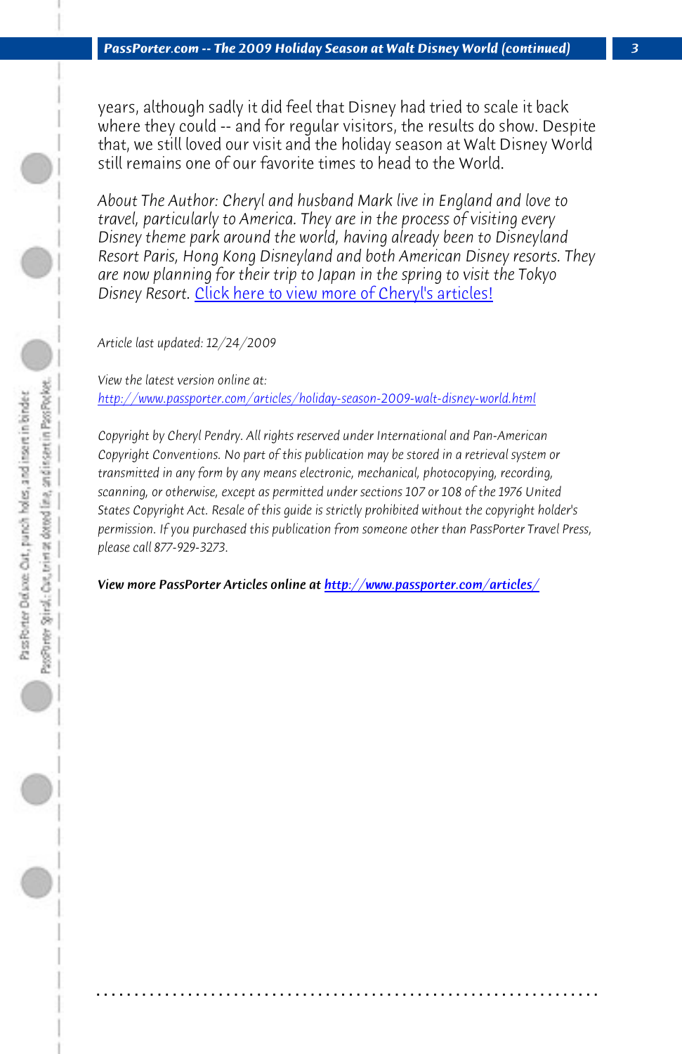years, although sadly it did feel that Disney had tried to scale it back where they could -- and for regular visitors, the results do show. Despite that, we still loved our visit and the holiday season at Walt Disney World still remains one of our favorite times to head to the World.

*About The Author: Cheryl and husband Mark live in England and love to travel, particularly to America. They are in the process of visiting every Disney theme park around the world, having already been to Disneyland Resort Paris, Hong Kong Disneyland and both American Disney resorts. They are now planning for their trip to Japan in the spring to visit the Tokyo Disney Resort.* [Click here to view more of Cheryl's articles!]

*Article last updated: 12/24/2009*

*View the latest version online at:*
*http://www.passporter.com/articles/holiday-season-2009-walt-disney-world.html*

*Copyright by Cheryl Pendry. All rights reserved under International and Pan-American Copyright Conventions. No part of this publication may be stored in a retrieval system or transmitted in any form by any means electronic, mechanical, photocopying, recording, scanning, or otherwise, except as permitted under sections 107 or 108 of the 1976 United States Copyright Act. Resale of this guide is strictly prohibited without the copyright holder's permission. If you purchased this publication from someone other than PassPorter Travel Press, please call 877-929-3273.*

***View more PassPorter Articles online at http://www.passporter.com/articles/***